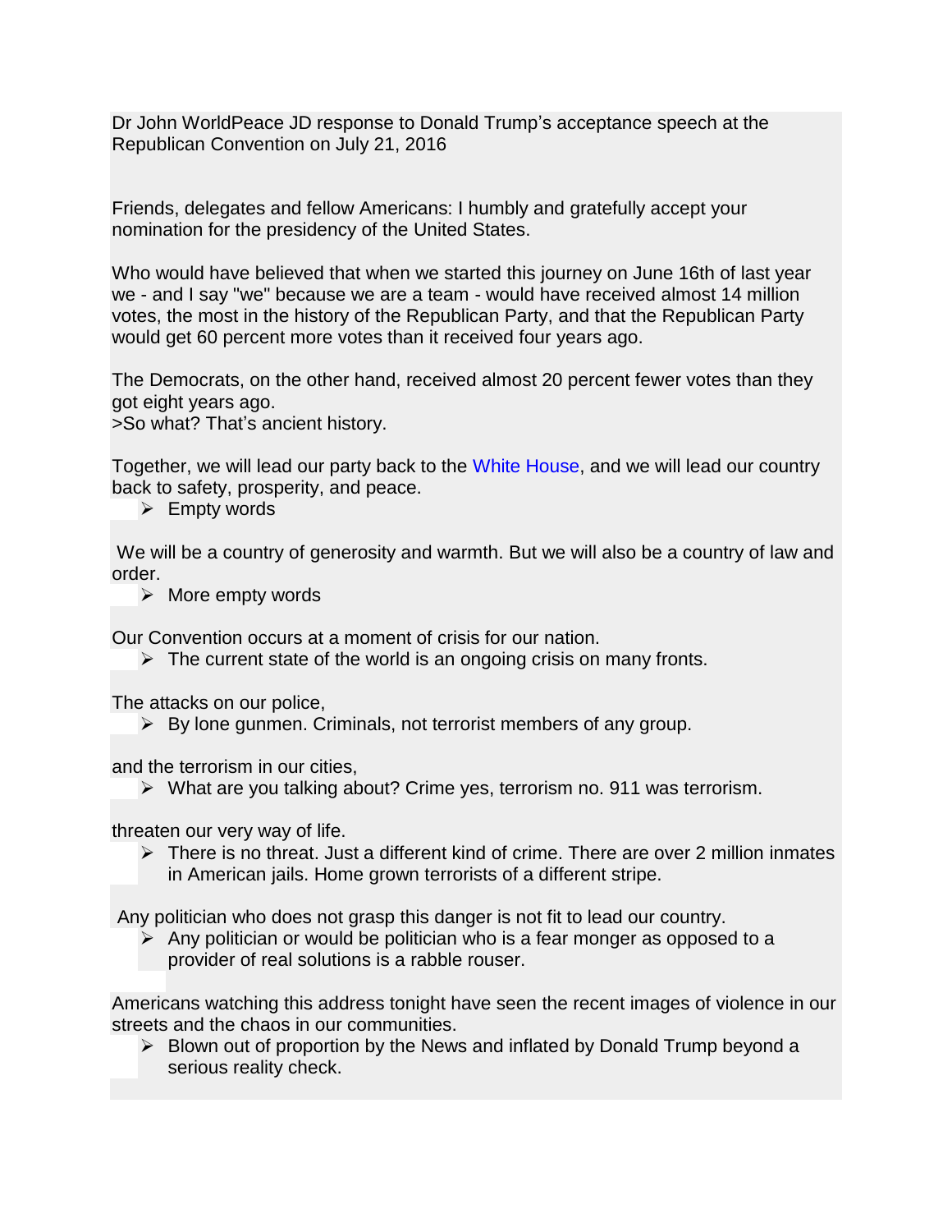Dr John WorldPeace JD response to Donald Trump's acceptance speech at the Republican Convention on July 21, 2016

Friends, delegates and fellow Americans: I humbly and gratefully accept your nomination for the presidency of the United States.

Who would have believed that when we started this journey on June 16th of last year we - and I say "we" because we are a team - would have received almost 14 million votes, the most in the history of the Republican Party, and that the Republican Party would get 60 percent more votes than it received four years ago.

The Democrats, on the other hand, received almost 20 percent fewer votes than they got eight years ago.
>So what? That's ancient history.

Together, we will lead our party back to the White House, and we will lead our country back to safety, prosperity, and peace.

- Empty words

We will be a country of generosity and warmth. But we will also be a country of law and order.

- More empty words

Our Convention occurs at a moment of crisis for our nation.

- The current state of the world is an ongoing crisis on many fronts.

The attacks on our police,

- By lone gunmen. Criminals, not terrorist members of any group.

and the terrorism in our cities,

- What are you talking about? Crime yes, terrorism no. 911 was terrorism.

threaten our very way of life.

- There is no threat. Just a different kind of crime. There are over 2 million inmates in American jails. Home grown terrorists of a different stripe.

Any politician who does not grasp this danger is not fit to lead our country.

- Any politician or would be politician who is a fear monger as opposed to a provider of real solutions is a rabble rouser.

Americans watching this address tonight have seen the recent images of violence in our streets and the chaos in our communities.

- Blown out of proportion by the News and inflated by Donald Trump beyond a serious reality check.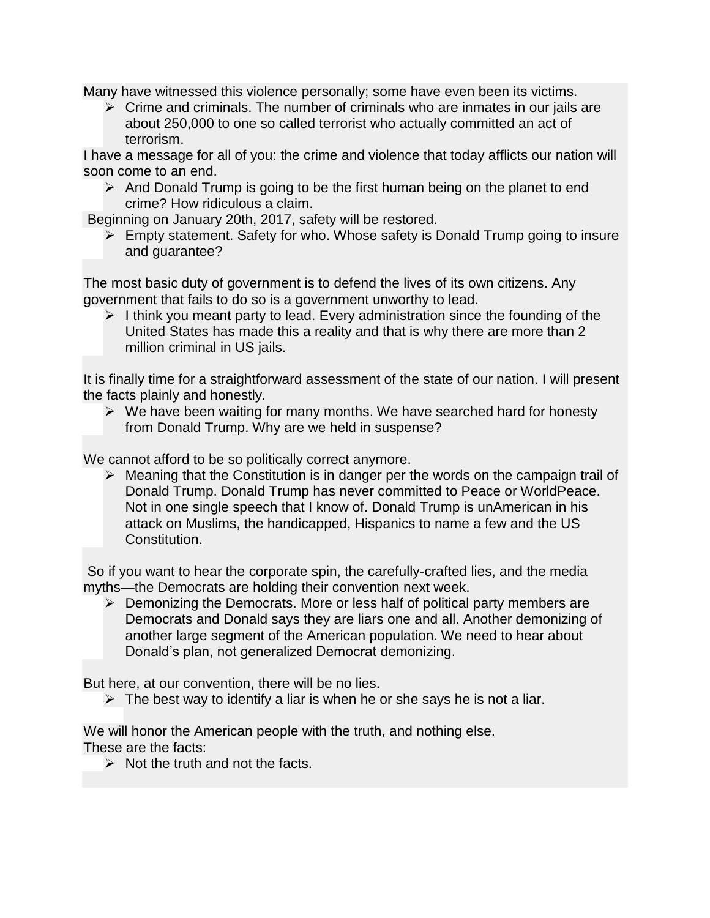Many have witnessed this violence personally; some have even been its victims.

- Crime and criminals. The number of criminals who are inmates in our jails are about 250,000 to one so called terrorist who actually committed an act of terrorism.

I have a message for all of you: the crime and violence that today afflicts our nation will soon come to an end.

- And Donald Trump is going to be the first human being on the planet to end crime? How ridiculous a claim.

Beginning on January 20th, 2017, safety will be restored.

- Empty statement. Safety for who. Whose safety is Donald Trump going to insure and guarantee?

The most basic duty of government is to defend the lives of its own citizens. Any government that fails to do so is a government unworthy to lead.

- I think you meant party to lead. Every administration since the founding of the United States has made this a reality and that is why there are more than 2 million criminal in US jails.

It is finally time for a straightforward assessment of the state of our nation. I will present the facts plainly and honestly.

- We have been waiting for many months. We have searched hard for honesty from Donald Trump. Why are we held in suspense?

We cannot afford to be so politically correct anymore.

- Meaning that the Constitution is in danger per the words on the campaign trail of Donald Trump. Donald Trump has never committed to Peace or WorldPeace. Not in one single speech that I know of. Donald Trump is unAmerican in his attack on Muslims, the handicapped, Hispanics to name a few and the US Constitution.

So if you want to hear the corporate spin, the carefully-crafted lies, and the media myths—the Democrats are holding their convention next week.

- Demonizing the Democrats. More or less half of political party members are Democrats and Donald says they are liars one and all. Another demonizing of another large segment of the American population. We need to hear about Donald's plan, not generalized Democrat demonizing.

But here, at our convention, there will be no lies.

- The best way to identify a liar is when he or she says he is not a liar.

We will honor the American people with the truth, and nothing else.
These are the facts:

- Not the truth and not the facts.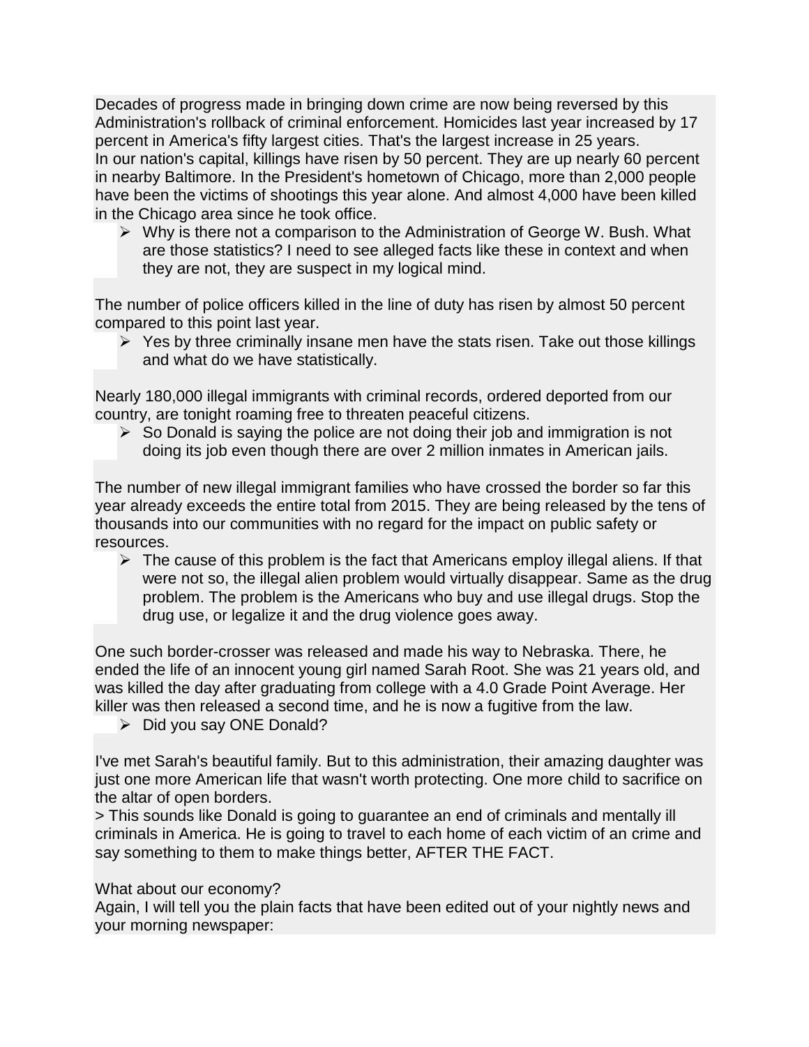Decades of progress made in bringing down crime are now being reversed by this Administration's rollback of criminal enforcement. Homicides last year increased by 17 percent in America's fifty largest cities. That's the largest increase in 25 years.
In our nation's capital, killings have risen by 50 percent. They are up nearly 60 percent in nearby Baltimore. In the President's hometown of Chicago, more than 2,000 people have been the victims of shootings this year alone. And almost 4,000 have been killed in the Chicago area since he took office.

- Why is there not a comparison to the Administration of George W. Bush. What are those statistics? I need to see alleged facts like these in context and when they are not, they are suspect in my logical mind.

The number of police officers killed in the line of duty has risen by almost 50 percent compared to this point last year.

- Yes by three criminally insane men have the stats risen. Take out those killings and what do we have statistically.

Nearly 180,000 illegal immigrants with criminal records, ordered deported from our country, are tonight roaming free to threaten peaceful citizens.

- So Donald is saying the police are not doing their job and immigration is not doing its job even though there are over 2 million inmates in American jails.

The number of new illegal immigrant families who have crossed the border so far this year already exceeds the entire total from 2015. They are being released by the tens of thousands into our communities with no regard for the impact on public safety or resources.

- The cause of this problem is the fact that Americans employ illegal aliens. If that were not so, the illegal alien problem would virtually disappear. Same as the drug problem. The problem is the Americans who buy and use illegal drugs. Stop the drug use, or legalize it and the drug violence goes away.

One such border-crosser was released and made his way to Nebraska. There, he ended the life of an innocent young girl named Sarah Root. She was 21 years old, and was killed the day after graduating from college with a 4.0 Grade Point Average. Her killer was then released a second time, and he is now a fugitive from the law.

- Did you say ONE Donald?

I've met Sarah's beautiful family. But to this administration, their amazing daughter was just one more American life that wasn't worth protecting. One more child to sacrifice on the altar of open borders.
> This sounds like Donald is going to guarantee an end of criminals and mentally ill criminals in America. He is going to travel to each home of each victim of an crime and say something to them to make things better, AFTER THE FACT.

What about our economy?
Again, I will tell you the plain facts that have been edited out of your nightly news and your morning newspaper: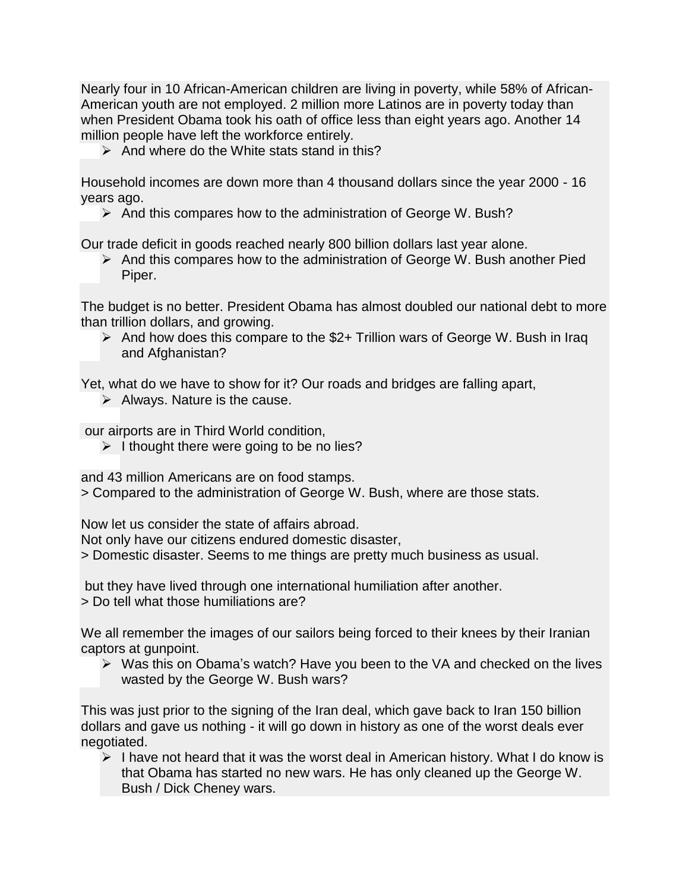Nearly four in 10 African-American children are living in poverty, while 58% of African-American youth are not employed. 2 million more Latinos are in poverty today than when President Obama took his oath of office less than eight years ago. Another 14 million people have left the workforce entirely.

- And where do the White stats stand in this?

Household incomes are down more than 4 thousand dollars since the year 2000 - 16 years ago.

- And this compares how to the administration of George W. Bush?

Our trade deficit in goods reached nearly 800 billion dollars last year alone.

- And this compares how to the administration of George W. Bush another Pied Piper.

The budget is no better. President Obama has almost doubled our national debt to more than trillion dollars, and growing.

- And how does this compare to the $2+ Trillion wars of George W. Bush in Iraq and Afghanistan?

Yet, what do we have to show for it? Our roads and bridges are falling apart,

- Always. Nature is the cause.

our airports are in Third World condition,

- I thought there were going to be no lies?

and 43 million Americans are on food stamps.
> Compared to the administration of George W. Bush, where are those stats.

Now let us consider the state of affairs abroad.
Not only have our citizens endured domestic disaster,
> Domestic disaster. Seems to me things are pretty much business as usual.

but they have lived through one international humiliation after another.
> Do tell what those humiliations are?

We all remember the images of our sailors being forced to their knees by their Iranian captors at gunpoint.

- Was this on Obama's watch? Have you been to the VA and checked on the lives wasted by the George W. Bush wars?

This was just prior to the signing of the Iran deal, which gave back to Iran 150 billion dollars and gave us nothing - it will go down in history as one of the worst deals ever negotiated.

- I have not heard that it was the worst deal in American history. What I do know is that Obama has started no new wars. He has only cleaned up the George W. Bush / Dick Cheney wars.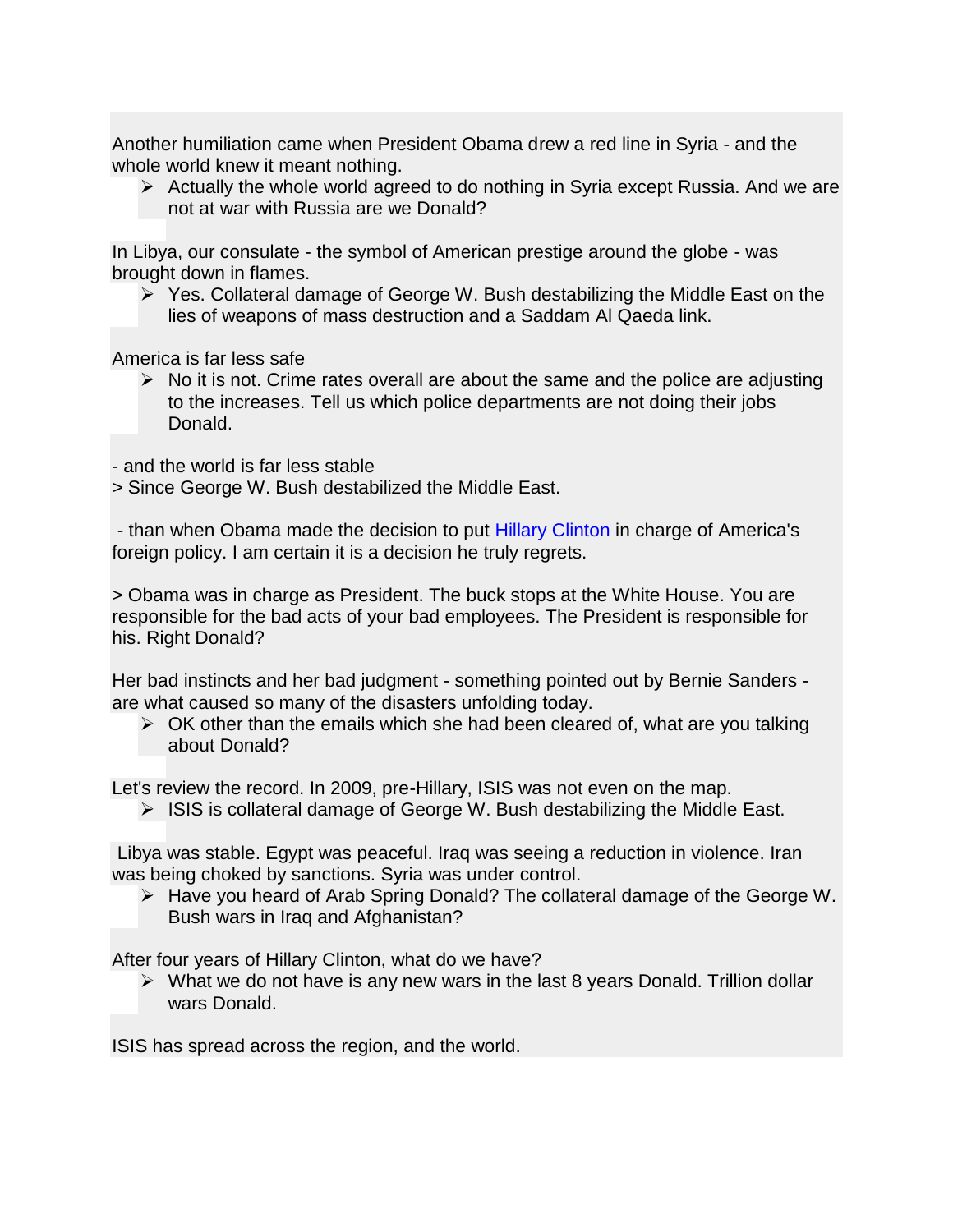Another humiliation came when President Obama drew a red line in Syria - and the whole world knew it meant nothing.

- Actually the whole world agreed to do nothing in Syria except Russia. And we are not at war with Russia are we Donald?

In Libya, our consulate - the symbol of American prestige around the globe - was brought down in flames.

- Yes. Collateral damage of George W. Bush destabilizing the Middle East on the lies of weapons of mass destruction and a Saddam Al Qaeda link.

America is far less safe

- No it is not. Crime rates overall are about the same and the police are adjusting to the increases. Tell us which police departments are not doing their jobs Donald.

- and the world is far less stable
> Since George W. Bush destabilized the Middle East.

- than when Obama made the decision to put Hillary Clinton in charge of America's foreign policy. I am certain it is a decision he truly regrets.

> Obama was in charge as President. The buck stops at the White House. You are responsible for the bad acts of your bad employees. The President is responsible for his. Right Donald?

Her bad instincts and her bad judgment - something pointed out by Bernie Sanders - are what caused so many of the disasters unfolding today.

- OK other than the emails which she had been cleared of, what are you talking about Donald?

Let's review the record. In 2009, pre-Hillary, ISIS was not even on the map.

- ISIS is collateral damage of George W. Bush destabilizing the Middle East.

Libya was stable. Egypt was peaceful. Iraq was seeing a reduction in violence. Iran was being choked by sanctions. Syria was under control.

- Have you heard of Arab Spring Donald? The collateral damage of the George W. Bush wars in Iraq and Afghanistan?

After four years of Hillary Clinton, what do we have?

- What we do not have is any new wars in the last 8 years Donald. Trillion dollar wars Donald.

ISIS has spread across the region, and the world.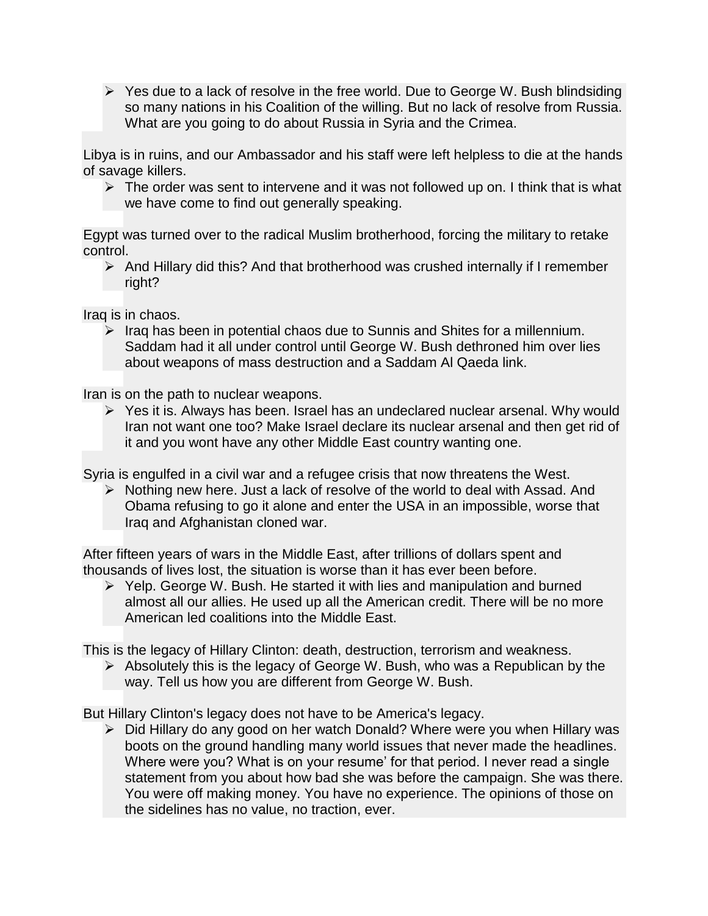- Yes due to a lack of resolve in the free world. Due to George W. Bush blindsiding so many nations in his Coalition of the willing. But no lack of resolve from Russia. What are you going to do about Russia in Syria and the Crimea.

Libya is in ruins, and our Ambassador and his staff were left helpless to die at the hands of savage killers.

- The order was sent to intervene and it was not followed up on. I think that is what we have come to find out generally speaking.

Egypt was turned over to the radical Muslim brotherhood, forcing the military to retake control.

- And Hillary did this? And that brotherhood was crushed internally if I remember right?

Iraq is in chaos.

- Iraq has been in potential chaos due to Sunnis and Shites for a millennium. Saddam had it all under control until George W. Bush dethroned him over lies about weapons of mass destruction and a Saddam Al Qaeda link.

Iran is on the path to nuclear weapons.

- Yes it is. Always has been. Israel has an undeclared nuclear arsenal. Why would Iran not want one too? Make Israel declare its nuclear arsenal and then get rid of it and you wont have any other Middle East country wanting one.

Syria is engulfed in a civil war and a refugee crisis that now threatens the West.

- Nothing new here. Just a lack of resolve of the world to deal with Assad. And Obama refusing to go it alone and enter the USA in an impossible, worse that Iraq and Afghanistan cloned war.

After fifteen years of wars in the Middle East, after trillions of dollars spent and thousands of lives lost, the situation is worse than it has ever been before.

- Yelp. George W. Bush. He started it with lies and manipulation and burned almost all our allies. He used up all the American credit. There will be no more American led coalitions into the Middle East.

This is the legacy of Hillary Clinton: death, destruction, terrorism and weakness.

- Absolutely this is the legacy of George W. Bush, who was a Republican by the way. Tell us how you are different from George W. Bush.

But Hillary Clinton's legacy does not have to be America's legacy.

- Did Hillary do any good on her watch Donald? Where were you when Hillary was boots on the ground handling many world issues that never made the headlines. Where were you? What is on your resume' for that period. I never read a single statement from you about how bad she was before the campaign. She was there. You were off making money. You have no experience. The opinions of those on the sidelines has no value, no traction, ever.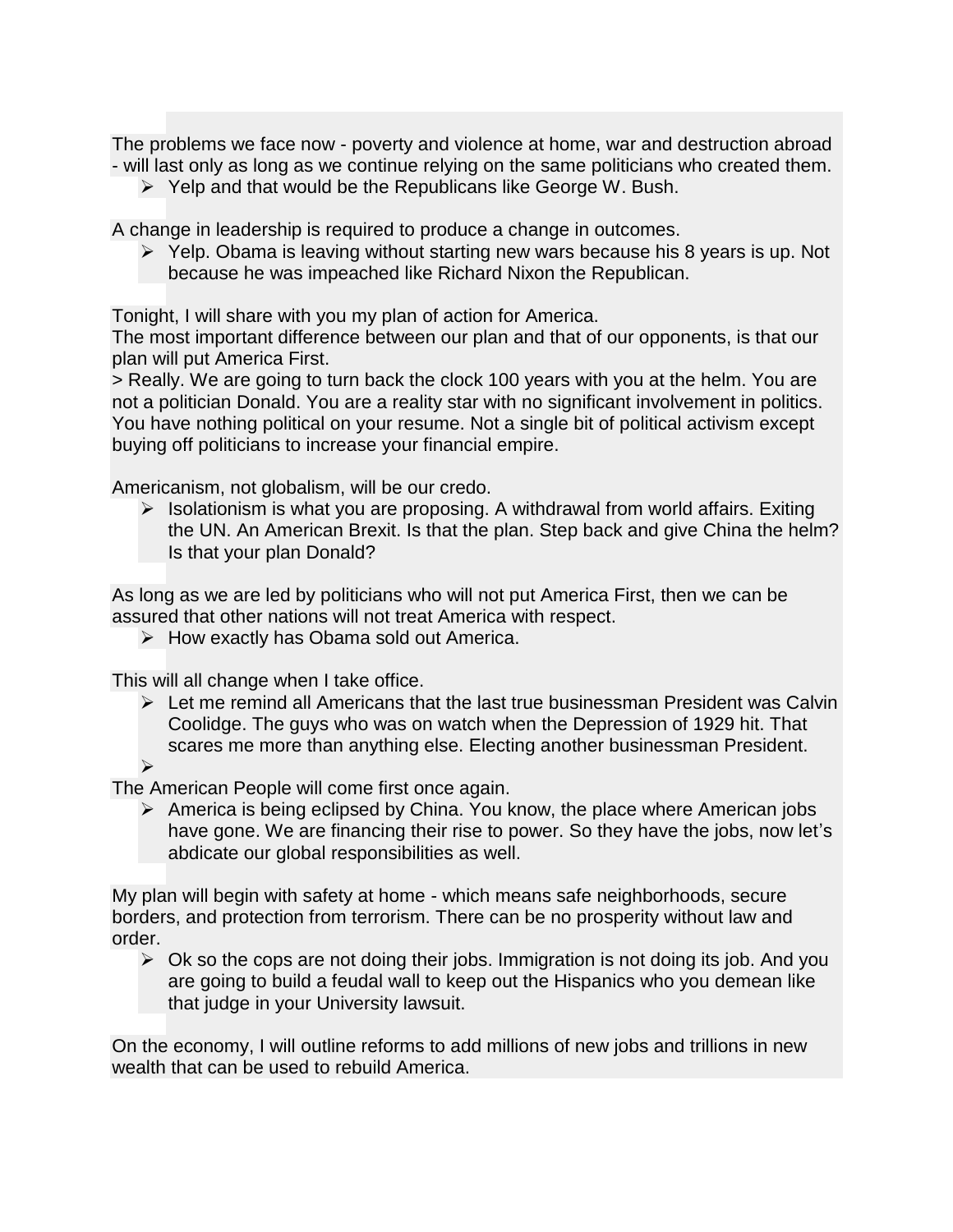The problems we face now - poverty and violence at home, war and destruction abroad - will last only as long as we continue relying on the same politicians who created them.

- Yelp and that would be the Republicans like George W. Bush.

A change in leadership is required to produce a change in outcomes.

- Yelp. Obama is leaving without starting new wars because his 8 years is up. Not because he was impeached like Richard Nixon the Republican.

Tonight, I will share with you my plan of action for America.
The most important difference between our plan and that of our opponents, is that our plan will put America First.
> Really. We are going to turn back the clock 100 years with you at the helm. You are not a politician Donald. You are a reality star with no significant involvement in politics. You have nothing political on your resume. Not a single bit of political activism except buying off politicians to increase your financial empire.

Americanism, not globalism, will be our credo.

- Isolationism is what you are proposing. A withdrawal from world affairs. Exiting the UN. An American Brexit. Is that the plan. Step back and give China the helm? Is that your plan Donald?

As long as we are led by politicians who will not put America First, then we can be assured that other nations will not treat America with respect.

- How exactly has Obama sold out America.

This will all change when I take office.

- Let me remind all Americans that the last true businessman President was Calvin Coolidge. The guys who was on watch when the Depression of 1929 hit. That scares me more than anything else. Electing another businessman President.

The American People will come first once again.

- America is being eclipsed by China. You know, the place where American jobs have gone. We are financing their rise to power. So they have the jobs, now let's abdicate our global responsibilities as well.

My plan will begin with safety at home - which means safe neighborhoods, secure borders, and protection from terrorism. There can be no prosperity without law and order.

- Ok so the cops are not doing their jobs. Immigration is not doing its job. And you are going to build a feudal wall to keep out the Hispanics who you demean like that judge in your University lawsuit.

On the economy, I will outline reforms to add millions of new jobs and trillions in new wealth that can be used to rebuild America.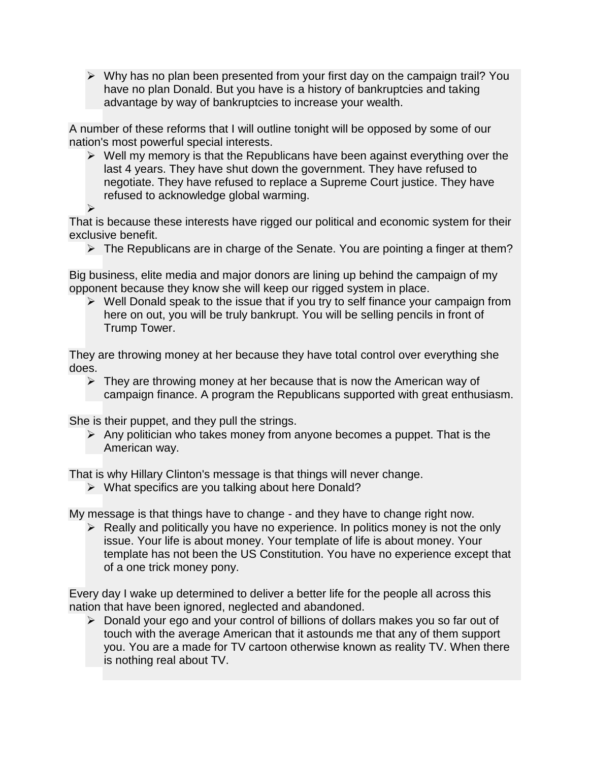- Why has no plan been presented from your first day on the campaign trail? You have no plan Donald. But you have is a history of bankruptcies and taking advantage by way of bankruptcies to increase your wealth.

A number of these reforms that I will outline tonight will be opposed by some of our nation's most powerful special interests.

- Well my memory is that the Republicans have been against everything over the last 4 years. They have shut down the government. They have refused to negotiate. They have refused to replace a Supreme Court justice. They have refused to acknowledge global warming.
-

That is because these interests have rigged our political and economic system for their exclusive benefit.

- The Republicans are in charge of the Senate. You are pointing a finger at them?

Big business, elite media and major donors are lining up behind the campaign of my opponent because they know she will keep our rigged system in place.

- Well Donald speak to the issue that if you try to self finance your campaign from here on out, you will be truly bankrupt. You will be selling pencils in front of Trump Tower.

They are throwing money at her because they have total control over everything she does.

- They are throwing money at her because that is now the American way of campaign finance. A program the Republicans supported with great enthusiasm.

She is their puppet, and they pull the strings.

- Any politician who takes money from anyone becomes a puppet. That is the American way.

That is why Hillary Clinton's message is that things will never change.

- What specifics are you talking about here Donald?

My message is that things have to change - and they have to change right now.

- Really and politically you have no experience. In politics money is not the only issue. Your life is about money. Your template of life is about money. Your template has not been the US Constitution. You have no experience except that of a one trick money pony.

Every day I wake up determined to deliver a better life for the people all across this nation that have been ignored, neglected and abandoned.

- Donald your ego and your control of billions of dollars makes you so far out of touch with the average American that it astounds me that any of them support you. You are a made for TV cartoon otherwise known as reality TV. When there is nothing real about TV.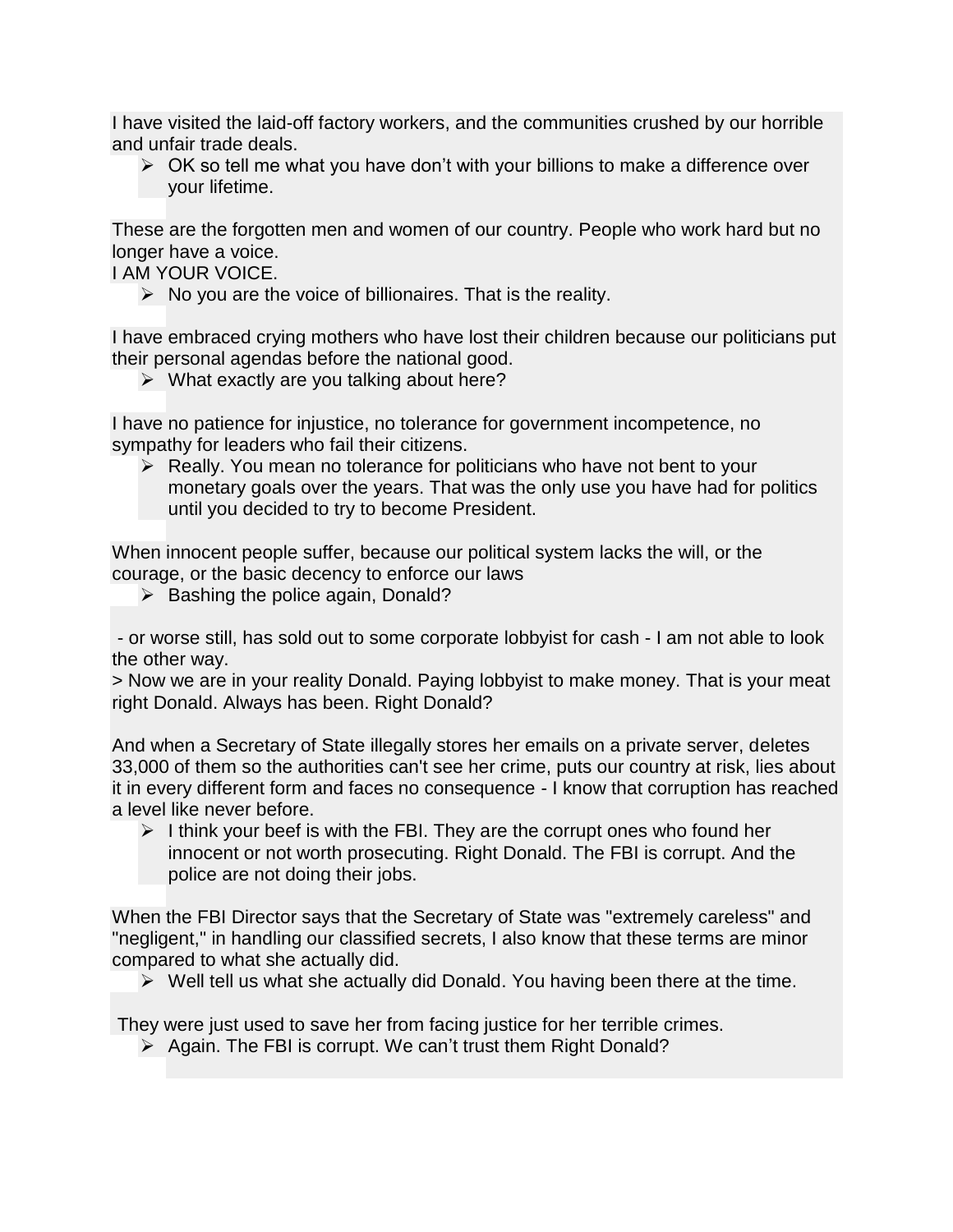I have visited the laid-off factory workers, and the communities crushed by our horrible and unfair trade deals.

- OK so tell me what you have don't with your billions to make a difference over your lifetime.

These are the forgotten men and women of our country. People who work hard but no longer have a voice.
I AM YOUR VOICE.

- No you are the voice of billionaires. That is the reality.

I have embraced crying mothers who have lost their children because our politicians put their personal agendas before the national good.

- What exactly are you talking about here?

I have no patience for injustice, no tolerance for government incompetence, no sympathy for leaders who fail their citizens.

- Really. You mean no tolerance for politicians who have not bent to your monetary goals over the years. That was the only use you have had for politics until you decided to try to become President.

When innocent people suffer, because our political system lacks the will, or the courage, or the basic decency to enforce our laws

- Bashing the police again, Donald?

- or worse still, has sold out to some corporate lobbyist for cash - I am not able to look the other way.

> Now we are in your reality Donald. Paying lobbyist to make money. That is your meat right Donald. Always has been. Right Donald?

And when a Secretary of State illegally stores her emails on a private server, deletes 33,000 of them so the authorities can't see her crime, puts our country at risk, lies about it in every different form and faces no consequence - I know that corruption has reached a level like never before.

- I think your beef is with the FBI. They are the corrupt ones who found her innocent or not worth prosecuting. Right Donald. The FBI is corrupt. And the police are not doing their jobs.

When the FBI Director says that the Secretary of State was "extremely careless" and "negligent," in handling our classified secrets, I also know that these terms are minor compared to what she actually did.

- Well tell us what she actually did Donald. You having been there at the time.

They were just used to save her from facing justice for her terrible crimes.

- Again. The FBI is corrupt. We can't trust them Right Donald?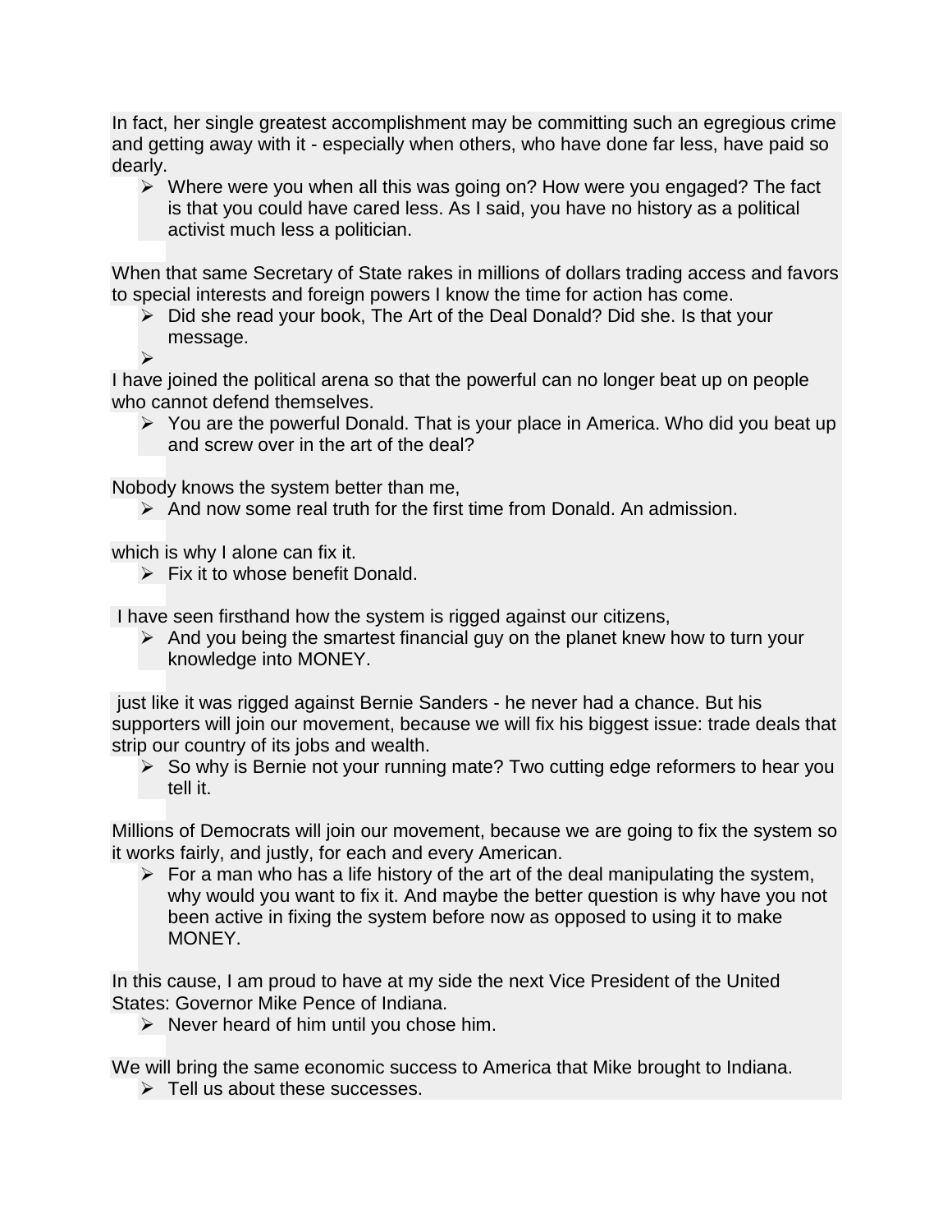In fact, her single greatest accomplishment may be committing such an egregious crime and getting away with it - especially when others, who have done far less, have paid so dearly.

- Where were you when all this was going on? How were you engaged? The fact is that you could have cared less. As I said, you have no history as a political activist much less a politician.

When that same Secretary of State rakes in millions of dollars trading access and favors to special interests and foreign powers I know the time for action has come.

- Did she read your book, The Art of the Deal Donald? Did she. Is that your message.
-

I have joined the political arena so that the powerful can no longer beat up on people who cannot defend themselves.

- You are the powerful Donald. That is your place in America. Who did you beat up and screw over in the art of the deal?

Nobody knows the system better than me,

- And now some real truth for the first time from Donald. An admission.

which is why I alone can fix it.

- Fix it to whose benefit Donald.

I have seen firsthand how the system is rigged against our citizens,

- And you being the smartest financial guy on the planet knew how to turn your knowledge into MONEY.

just like it was rigged against Bernie Sanders - he never had a chance. But his supporters will join our movement, because we will fix his biggest issue: trade deals that strip our country of its jobs and wealth.

- So why is Bernie not your running mate? Two cutting edge reformers to hear you tell it.

Millions of Democrats will join our movement, because we are going to fix the system so it works fairly, and justly, for each and every American.

- For a man who has a life history of the art of the deal manipulating the system, why would you want to fix it. And maybe the better question is why have you not been active in fixing the system before now as opposed to using it to make MONEY.

In this cause, I am proud to have at my side the next Vice President of the United States: Governor Mike Pence of Indiana.

- Never heard of him until you chose him.

We will bring the same economic success to America that Mike brought to Indiana.

- Tell us about these successes.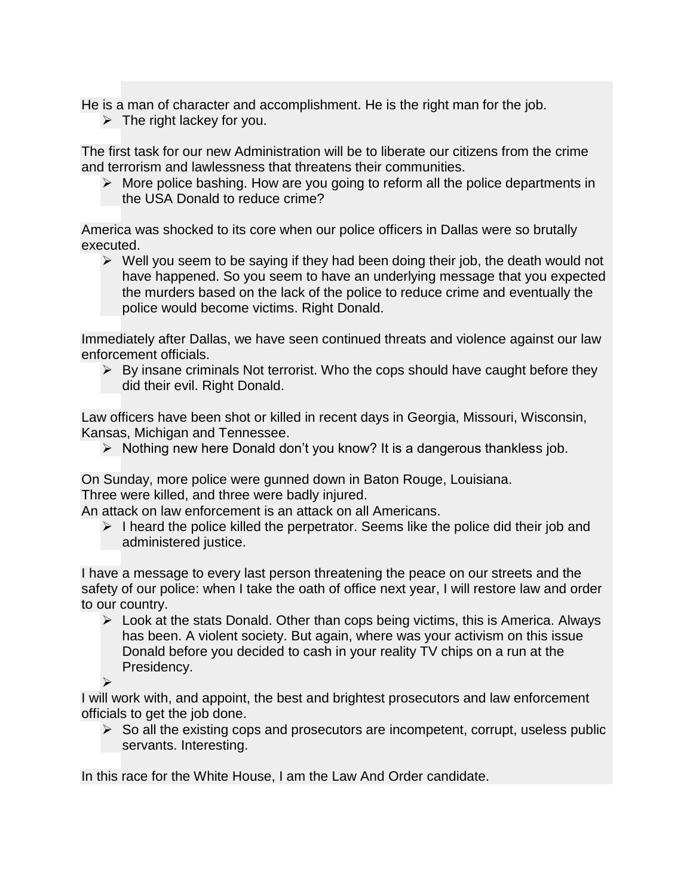He is a man of character and accomplishment. He is the right man for the job.

- The right lackey for you.

The first task for our new Administration will be to liberate our citizens from the crime and terrorism and lawlessness that threatens their communities.

- More police bashing. How are you going to reform all the police departments in the USA Donald to reduce crime?

America was shocked to its core when our police officers in Dallas were so brutally executed.

- Well you seem to be saying if they had been doing their job, the death would not have happened. So you seem to have an underlying message that you expected the murders based on the lack of the police to reduce crime and eventually the police would become victims. Right Donald.

Immediately after Dallas, we have seen continued threats and violence against our law enforcement officials.

- By insane criminals Not terrorist. Who the cops should have caught before they did their evil. Right Donald.

Law officers have been shot or killed in recent days in Georgia, Missouri, Wisconsin, Kansas, Michigan and Tennessee.

- Nothing new here Donald don't you know? It is a dangerous thankless job.

On Sunday, more police were gunned down in Baton Rouge, Louisiana.
Three were killed, and three were badly injured.
An attack on law enforcement is an attack on all Americans.

- I heard the police killed the perpetrator. Seems like the police did their job and administered justice.

I have a message to every last person threatening the peace on our streets and the safety of our police: when I take the oath of office next year, I will restore law and order to our country.

- Look at the stats Donald. Other than cops being victims, this is America. Always has been. A violent society. But again, where was your activism on this issue Donald before you decided to cash in your reality TV chips on a run at the Presidency.

I will work with, and appoint, the best and brightest prosecutors and law enforcement officials to get the job done.

- So all the existing cops and prosecutors are incompetent, corrupt, useless public servants. Interesting.

In this race for the White House, I am the Law And Order candidate.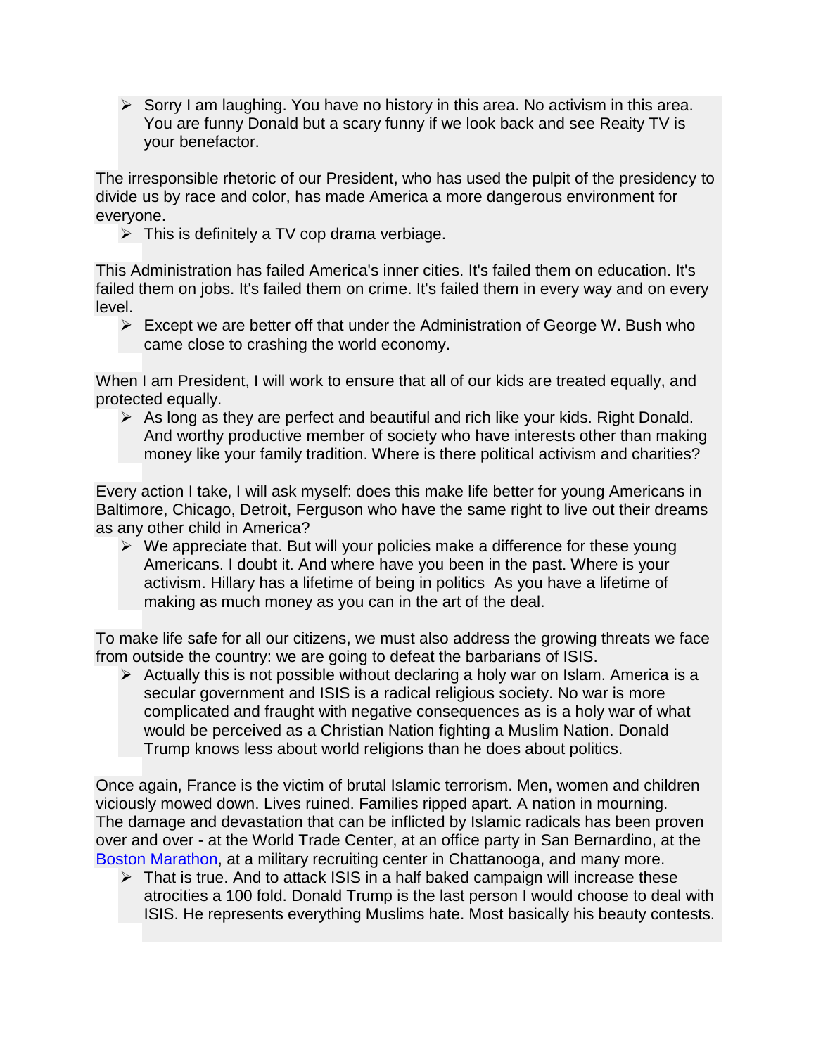- Sorry I am laughing. You have no history in this area. No activism in this area. You are funny Donald but a scary funny if we look back and see Reaity TV is your benefactor.

The irresponsible rhetoric of our President, who has used the pulpit of the presidency to divide us by race and color, has made America a more dangerous environment for everyone.

- This is definitely a TV cop drama verbiage.

This Administration has failed America's inner cities. It's failed them on education. It's failed them on jobs. It's failed them on crime. It's failed them in every way and on every level.

- Except we are better off that under the Administration of George W. Bush who came close to crashing the world economy.

When I am President, I will work to ensure that all of our kids are treated equally, and protected equally.

- As long as they are perfect and beautiful and rich like your kids. Right Donald. And worthy productive member of society who have interests other than making money like your family tradition. Where is there political activism and charities?

Every action I take, I will ask myself: does this make life better for young Americans in Baltimore, Chicago, Detroit, Ferguson who have the same right to live out their dreams as any other child in America?

- We appreciate that. But will your policies make a difference for these young Americans. I doubt it. And where have you been in the past. Where is your activism. Hillary has a lifetime of being in politics  As you have a lifetime of making as much money as you can in the art of the deal.

To make life safe for all our citizens, we must also address the growing threats we face from outside the country: we are going to defeat the barbarians of ISIS.

- Actually this is not possible without declaring a holy war on Islam. America is a secular government and ISIS is a radical religious society. No war is more complicated and fraught with negative consequences as is a holy war of what would be perceived as a Christian Nation fighting a Muslim Nation. Donald Trump knows less about world religions than he does about politics.

Once again, France is the victim of brutal Islamic terrorism. Men, women and children viciously mowed down. Lives ruined. Families ripped apart. A nation in mourning. The damage and devastation that can be inflicted by Islamic radicals has been proven over and over - at the World Trade Center, at an office party in San Bernardino, at the Boston Marathon, at a military recruiting center in Chattanooga, and many more.

- That is true. And to attack ISIS in a half baked campaign will increase these atrocities a 100 fold. Donald Trump is the last person I would choose to deal with ISIS. He represents everything Muslims hate. Most basically his beauty contests.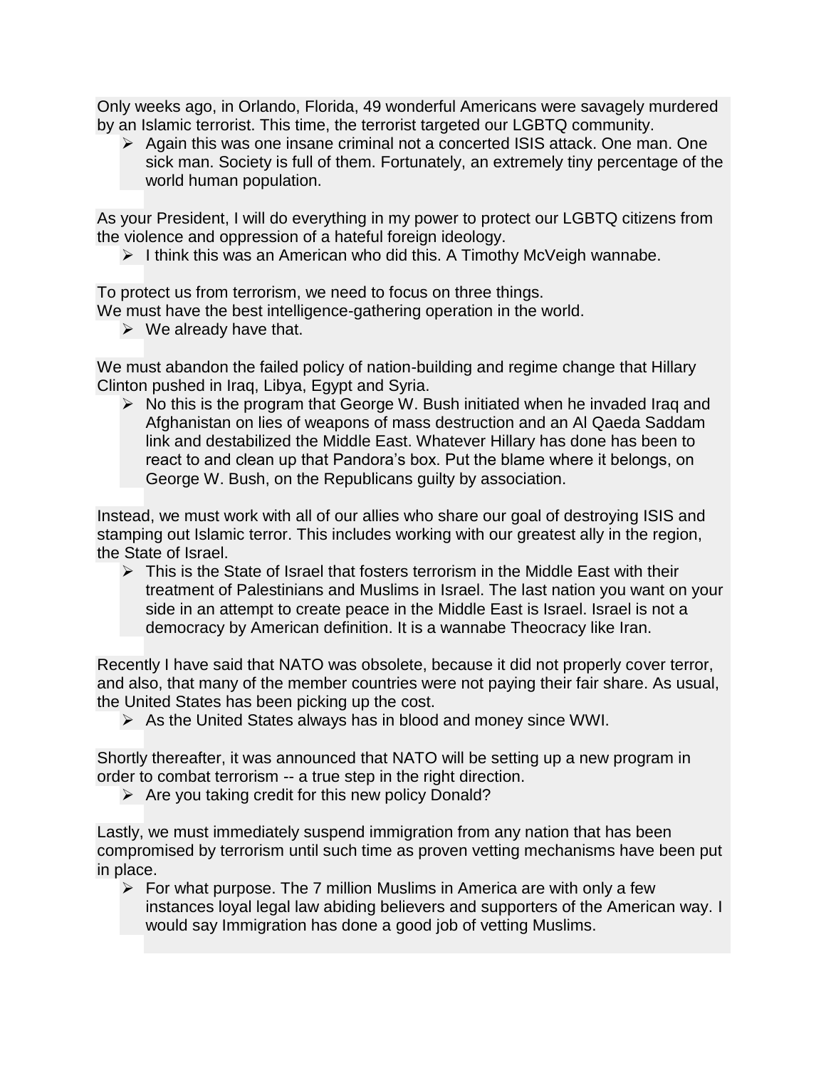Only weeks ago, in Orlando, Florida, 49 wonderful Americans were savagely murdered by an Islamic terrorist. This time, the terrorist targeted our LGBTQ community.

- Again this was one insane criminal not a concerted ISIS attack. One man. One sick man. Society is full of them. Fortunately, an extremely tiny percentage of the world human population.

As your President, I will do everything in my power to protect our LGBTQ citizens from the violence and oppression of a hateful foreign ideology.

- I think this was an American who did this. A Timothy McVeigh wannabe.

To protect us from terrorism, we need to focus on three things.
We must have the best intelligence-gathering operation in the world.

- We already have that.

We must abandon the failed policy of nation-building and regime change that Hillary Clinton pushed in Iraq, Libya, Egypt and Syria.

- No this is the program that George W. Bush initiated when he invaded Iraq and Afghanistan on lies of weapons of mass destruction and an Al Qaeda Saddam link and destabilized the Middle East. Whatever Hillary has done has been to react to and clean up that Pandora's box. Put the blame where it belongs, on George W. Bush, on the Republicans guilty by association.

Instead, we must work with all of our allies who share our goal of destroying ISIS and stamping out Islamic terror. This includes working with our greatest ally in the region, the State of Israel.

- This is the State of Israel that fosters terrorism in the Middle East with their treatment of Palestinians and Muslims in Israel. The last nation you want on your side in an attempt to create peace in the Middle East is Israel. Israel is not a democracy by American definition. It is a wannabe Theocracy like Iran.

Recently I have said that NATO was obsolete, because it did not properly cover terror, and also, that many of the member countries were not paying their fair share. As usual, the United States has been picking up the cost.

- As the United States always has in blood and money since WWI.

Shortly thereafter, it was announced that NATO will be setting up a new program in order to combat terrorism -- a true step in the right direction.

- Are you taking credit for this new policy Donald?

Lastly, we must immediately suspend immigration from any nation that has been compromised by terrorism until such time as proven vetting mechanisms have been put in place.

- For what purpose. The 7 million Muslims in America are with only a few instances loyal legal law abiding believers and supporters of the American way. I would say Immigration has done a good job of vetting Muslims.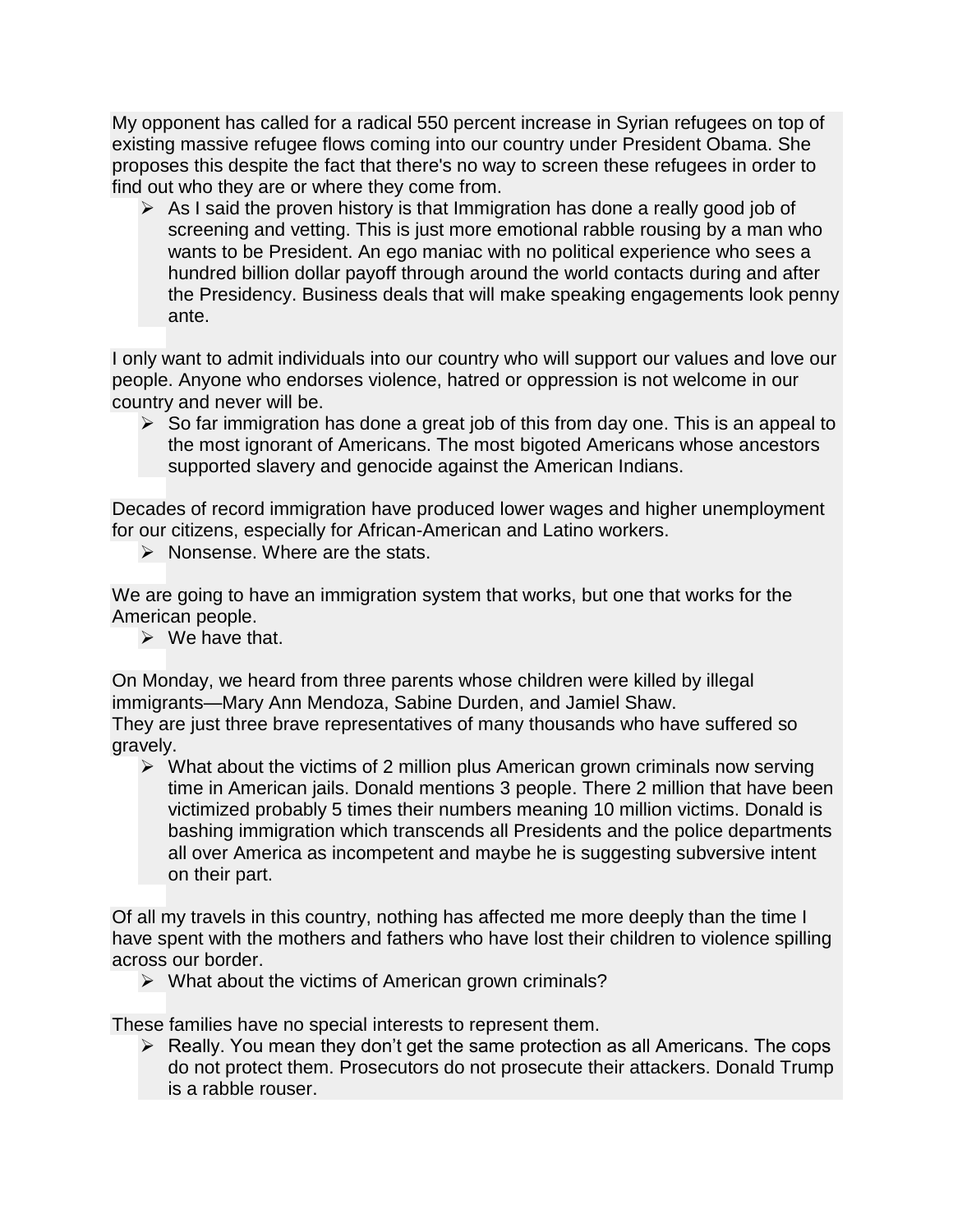My opponent has called for a radical 550 percent increase in Syrian refugees on top of existing massive refugee flows coming into our country under President Obama. She proposes this despite the fact that there's no way to screen these refugees in order to find out who they are or where they come from.

- As I said the proven history is that Immigration has done a really good job of screening and vetting. This is just more emotional rabble rousing by a man who wants to be President. An ego maniac with no political experience who sees a hundred billion dollar payoff through around the world contacts during and after the Presidency. Business deals that will make speaking engagements look penny ante.

I only want to admit individuals into our country who will support our values and love our people. Anyone who endorses violence, hatred or oppression is not welcome in our country and never will be.

- So far immigration has done a great job of this from day one. This is an appeal to the most ignorant of Americans. The most bigoted Americans whose ancestors supported slavery and genocide against the American Indians.

Decades of record immigration have produced lower wages and higher unemployment for our citizens, especially for African-American and Latino workers.

- Nonsense. Where are the stats.

We are going to have an immigration system that works, but one that works for the American people.

- We have that.

On Monday, we heard from three parents whose children were killed by illegal immigrants—Mary Ann Mendoza, Sabine Durden, and Jamiel Shaw.
They are just three brave representatives of many thousands who have suffered so gravely.

- What about the victims of 2 million plus American grown criminals now serving time in American jails. Donald mentions 3 people. There 2 million that have been victimized probably 5 times their numbers meaning 10 million victims. Donald is bashing immigration which transcends all Presidents and the police departments all over America as incompetent and maybe he is suggesting subversive intent on their part.

Of all my travels in this country, nothing has affected me more deeply than the time I have spent with the mothers and fathers who have lost their children to violence spilling across our border.

- What about the victims of American grown criminals?

These families have no special interests to represent them.

- Really. You mean they don't get the same protection as all Americans. The cops do not protect them. Prosecutors do not prosecute their attackers. Donald Trump is a rabble rouser.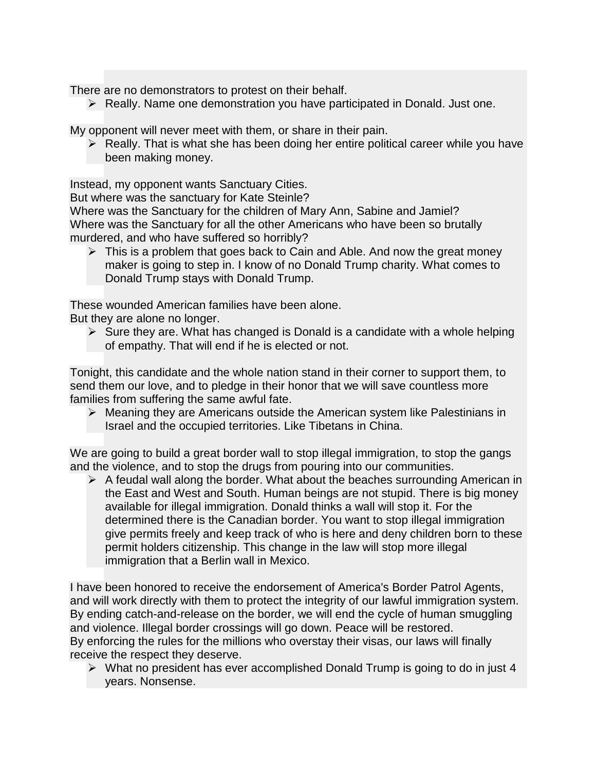There are no demonstrators to protest on their behalf.

- Really. Name one demonstration you have participated in Donald. Just one.

My opponent will never meet with them, or share in their pain.

- Really. That is what she has been doing her entire political career while you have been making money.

Instead, my opponent wants Sanctuary Cities.
But where was the sanctuary for Kate Steinle?
Where was the Sanctuary for the children of Mary Ann, Sabine and Jamiel?
Where was the Sanctuary for all the other Americans who have been so brutally murdered, and who have suffered so horribly?

- This is a problem that goes back to Cain and Able. And now the great money maker is going to step in. I know of no Donald Trump charity. What comes to Donald Trump stays with Donald Trump.

These wounded American families have been alone.
But they are alone no longer.

- Sure they are. What has changed is Donald is a candidate with a whole helping of empathy. That will end if he is elected or not.

Tonight, this candidate and the whole nation stand in their corner to support them, to send them our love, and to pledge in their honor that we will save countless more families from suffering the same awful fate.

- Meaning they are Americans outside the American system like Palestinians in Israel and the occupied territories. Like Tibetans in China.

We are going to build a great border wall to stop illegal immigration, to stop the gangs and the violence, and to stop the drugs from pouring into our communities.

- A feudal wall along the border. What about the beaches surrounding American in the East and West and South. Human beings are not stupid. There is big money available for illegal immigration. Donald thinks a wall will stop it. For the determined there is the Canadian border. You want to stop illegal immigration give permits freely and keep track of who is here and deny children born to these permit holders citizenship. This change in the law will stop more illegal immigration that a Berlin wall in Mexico.

I have been honored to receive the endorsement of America's Border Patrol Agents, and will work directly with them to protect the integrity of our lawful immigration system.
By ending catch-and-release on the border, we will end the cycle of human smuggling and violence. Illegal border crossings will go down. Peace will be restored.
By enforcing the rules for the millions who overstay their visas, our laws will finally receive the respect they deserve.

- What no president has ever accomplished Donald Trump is going to do in just 4 years. Nonsense.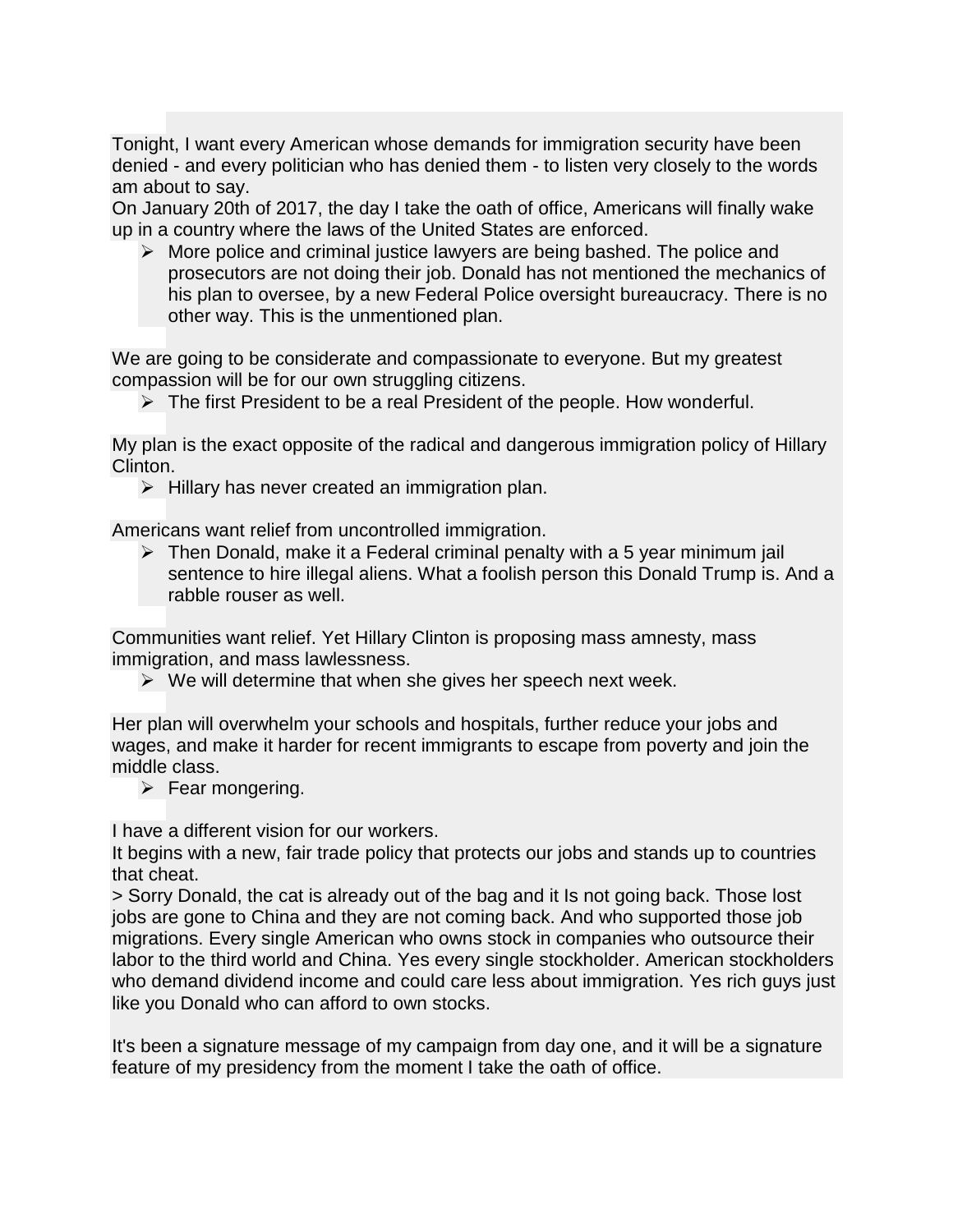Tonight, I want every American whose demands for immigration security have been denied - and every politician who has denied them - to listen very closely to the words am about to say.
On January 20th of 2017, the day I take the oath of office, Americans will finally wake up in a country where the laws of the United States are enforced.

- More police and criminal justice lawyers are being bashed. The police and prosecutors are not doing their job. Donald has not mentioned the mechanics of his plan to oversee, by a new Federal Police oversight bureaucracy. There is no other way. This is the unmentioned plan.

We are going to be considerate and compassionate to everyone. But my greatest compassion will be for our own struggling citizens.

- The first President to be a real President of the people. How wonderful.

My plan is the exact opposite of the radical and dangerous immigration policy of Hillary Clinton.

- Hillary has never created an immigration plan.

Americans want relief from uncontrolled immigration.

- Then Donald, make it a Federal criminal penalty with a 5 year minimum jail sentence to hire illegal aliens. What a foolish person this Donald Trump is. And a rabble rouser as well.

Communities want relief. Yet Hillary Clinton is proposing mass amnesty, mass immigration, and mass lawlessness.

- We will determine that when she gives her speech next week.

Her plan will overwhelm your schools and hospitals, further reduce your jobs and wages, and make it harder for recent immigrants to escape from poverty and join the middle class.

- Fear mongering.

I have a different vision for our workers.
It begins with a new, fair trade policy that protects our jobs and stands up to countries that cheat.
> Sorry Donald, the cat is already out of the bag and it Is not going back. Those lost jobs are gone to China and they are not coming back. And who supported those job migrations. Every single American who owns stock in companies who outsource their labor to the third world and China. Yes every single stockholder. American stockholders who demand dividend income and could care less about immigration. Yes rich guys just like you Donald who can afford to own stocks.

It's been a signature message of my campaign from day one, and it will be a signature feature of my presidency from the moment I take the oath of office.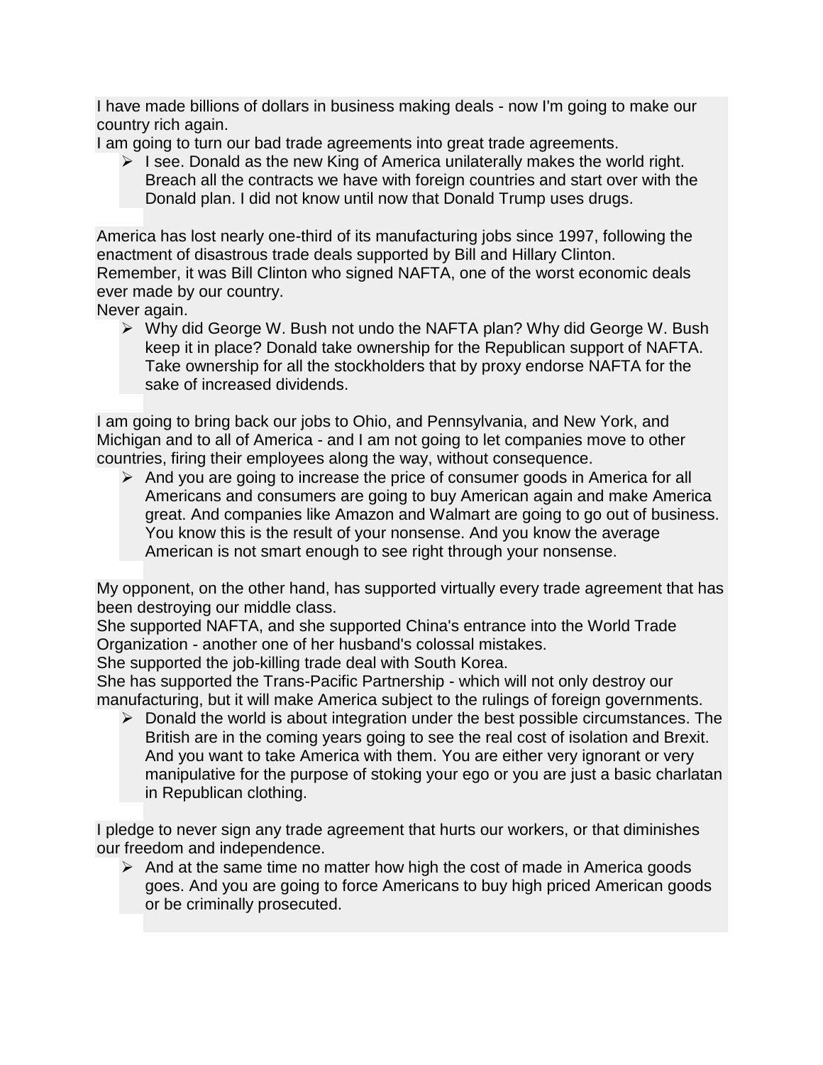I have made billions of dollars in business making deals - now I'm going to make our country rich again.
I am going to turn our bad trade agreements into great trade agreements.

- I see. Donald as the new King of America unilaterally makes the world right. Breach all the contracts we have with foreign countries and start over with the Donald plan. I did not know until now that Donald Trump uses drugs.

America has lost nearly one-third of its manufacturing jobs since 1997, following the enactment of disastrous trade deals supported by Bill and Hillary Clinton.
Remember, it was Bill Clinton who signed NAFTA, one of the worst economic deals ever made by our country.
Never again.

- Why did George W. Bush not undo the NAFTA plan? Why did George W. Bush keep it in place? Donald take ownership for the Republican support of NAFTA. Take ownership for all the stockholders that by proxy endorse NAFTA for the sake of increased dividends.

I am going to bring back our jobs to Ohio, and Pennsylvania, and New York, and Michigan and to all of America - and I am not going to let companies move to other countries, firing their employees along the way, without consequence.

- And you are going to increase the price of consumer goods in America for all Americans and consumers are going to buy American again and make America great. And companies like Amazon and Walmart are going to go out of business. You know this is the result of your nonsense. And you know the average American is not smart enough to see right through your nonsense.

My opponent, on the other hand, has supported virtually every trade agreement that has been destroying our middle class.
She supported NAFTA, and she supported China's entrance into the World Trade Organization - another one of her husband's colossal mistakes.
She supported the job-killing trade deal with South Korea.
She has supported the Trans-Pacific Partnership - which will not only destroy our manufacturing, but it will make America subject to the rulings of foreign governments.

- Donald the world is about integration under the best possible circumstances. The British are in the coming years going to see the real cost of isolation and Brexit. And you want to take America with them. You are either very ignorant or very manipulative for the purpose of stoking your ego or you are just a basic charlatan in Republican clothing.

I pledge to never sign any trade agreement that hurts our workers, or that diminishes our freedom and independence.

- And at the same time no matter how high the cost of made in America goods goes. And you are going to force Americans to buy high priced American goods or be criminally prosecuted.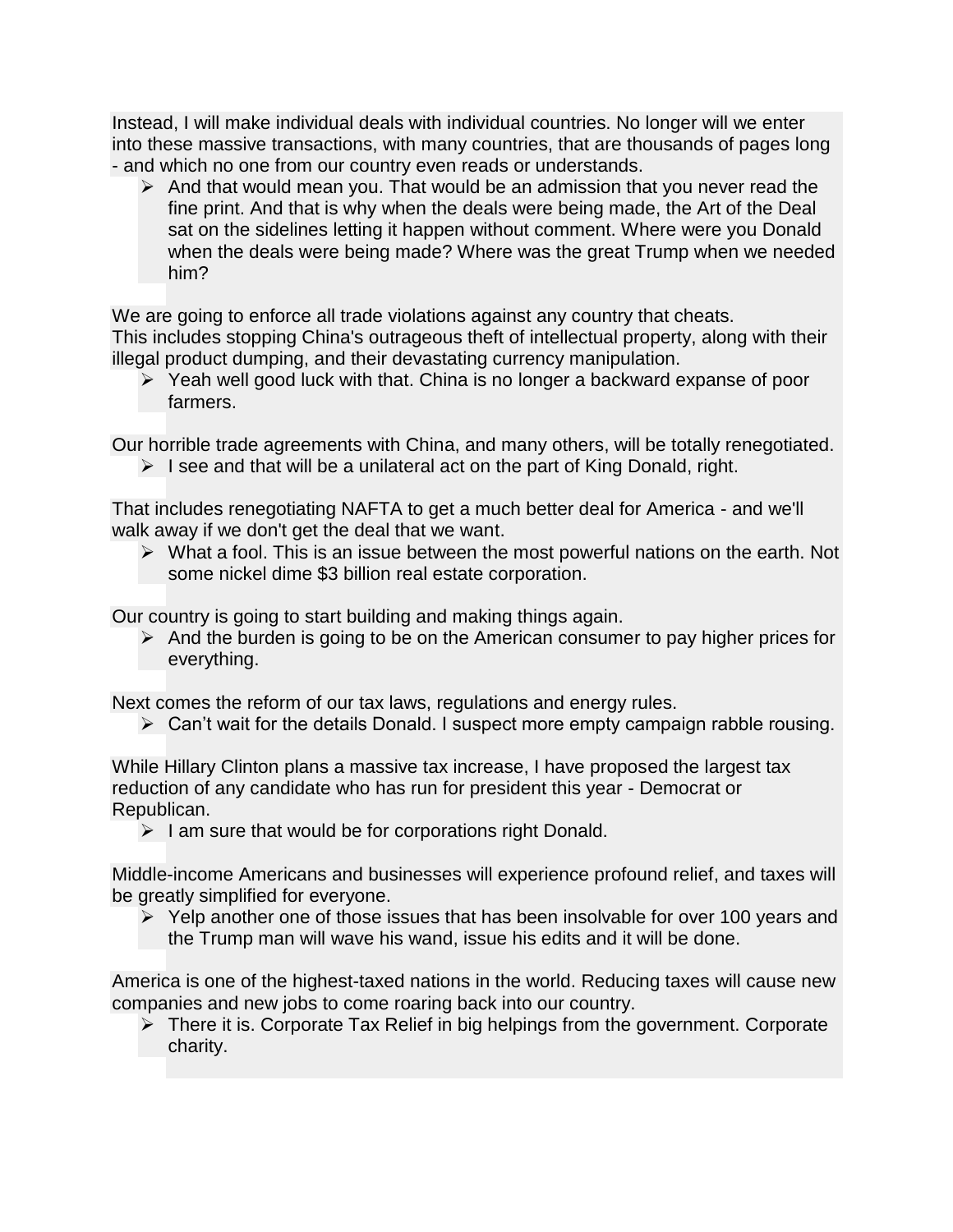Instead, I will make individual deals with individual countries. No longer will we enter into these massive transactions, with many countries, that are thousands of pages long - and which no one from our country even reads or understands.

- And that would mean you. That would be an admission that you never read the fine print. And that is why when the deals were being made, the Art of the Deal sat on the sidelines letting it happen without comment. Where were you Donald when the deals were being made? Where was the great Trump when we needed him?

We are going to enforce all trade violations against any country that cheats. This includes stopping China's outrageous theft of intellectual property, along with their illegal product dumping, and their devastating currency manipulation.

- Yeah well good luck with that. China is no longer a backward expanse of poor farmers.

Our horrible trade agreements with China, and many others, will be totally renegotiated.

- I see and that will be a unilateral act on the part of King Donald, right.

That includes renegotiating NAFTA to get a much better deal for America - and we'll walk away if we don't get the deal that we want.

- What a fool. This is an issue between the most powerful nations on the earth. Not some nickel dime $3 billion real estate corporation.

Our country is going to start building and making things again.

- And the burden is going to be on the American consumer to pay higher prices for everything.

Next comes the reform of our tax laws, regulations and energy rules.

- Can't wait for the details Donald. I suspect more empty campaign rabble rousing.

While Hillary Clinton plans a massive tax increase, I have proposed the largest tax reduction of any candidate who has run for president this year - Democrat or Republican.

- I am sure that would be for corporations right Donald.

Middle-income Americans and businesses will experience profound relief, and taxes will be greatly simplified for everyone.

- Yelp another one of those issues that has been insolvable for over 100 years and the Trump man will wave his wand, issue his edits and it will be done.

America is one of the highest-taxed nations in the world. Reducing taxes will cause new companies and new jobs to come roaring back into our country.

- There it is. Corporate Tax Relief in big helpings from the government. Corporate charity.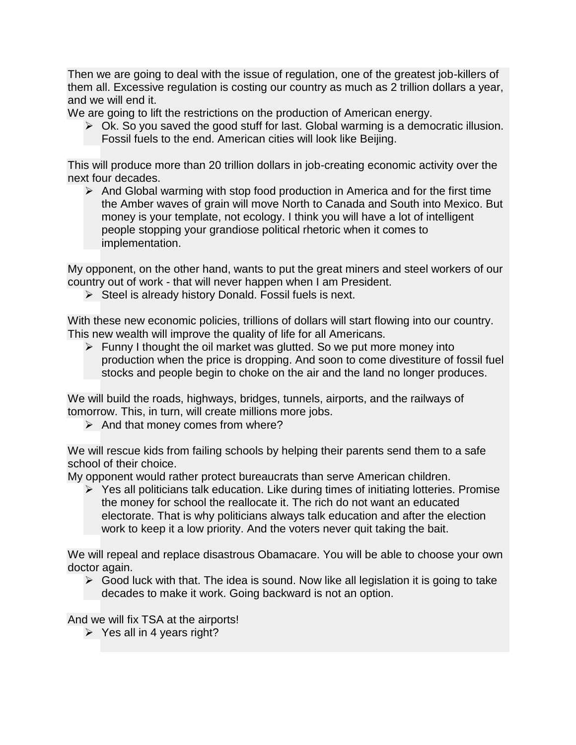Then we are going to deal with the issue of regulation, one of the greatest job-killers of them all. Excessive regulation is costing our country as much as 2 trillion dollars a year, and we will end it.

We are going to lift the restrictions on the production of American energy.

- Ok. So you saved the good stuff for last. Global warming is a democratic illusion. Fossil fuels to the end. American cities will look like Beijing.

This will produce more than 20 trillion dollars in job-creating economic activity over the next four decades.

- And Global warming with stop food production in America and for the first time the Amber waves of grain will move North to Canada and South into Mexico. But money is your template, not ecology. I think you will have a lot of intelligent people stopping your grandiose political rhetoric when it comes to implementation.

My opponent, on the other hand, wants to put the great miners and steel workers of our country out of work - that will never happen when I am President.

- Steel is already history Donald. Fossil fuels is next.

With these new economic policies, trillions of dollars will start flowing into our country. This new wealth will improve the quality of life for all Americans.

- Funny I thought the oil market was glutted. So we put more money into production when the price is dropping. And soon to come divestiture of fossil fuel stocks and people begin to choke on the air and the land no longer produces.

We will build the roads, highways, bridges, tunnels, airports, and the railways of tomorrow. This, in turn, will create millions more jobs.

- And that money comes from where?

We will rescue kids from failing schools by helping their parents send them to a safe school of their choice.

My opponent would rather protect bureaucrats than serve American children.

- Yes all politicians talk education. Like during times of initiating lotteries. Promise the money for school the reallocate it. The rich do not want an educated electorate. That is why politicians always talk education and after the election work to keep it a low priority. And the voters never quit taking the bait.

We will repeal and replace disastrous Obamacare. You will be able to choose your own doctor again.

- Good luck with that. The idea is sound. Now like all legislation it is going to take decades to make it work. Going backward is not an option.

And we will fix TSA at the airports!

- Yes all in 4 years right?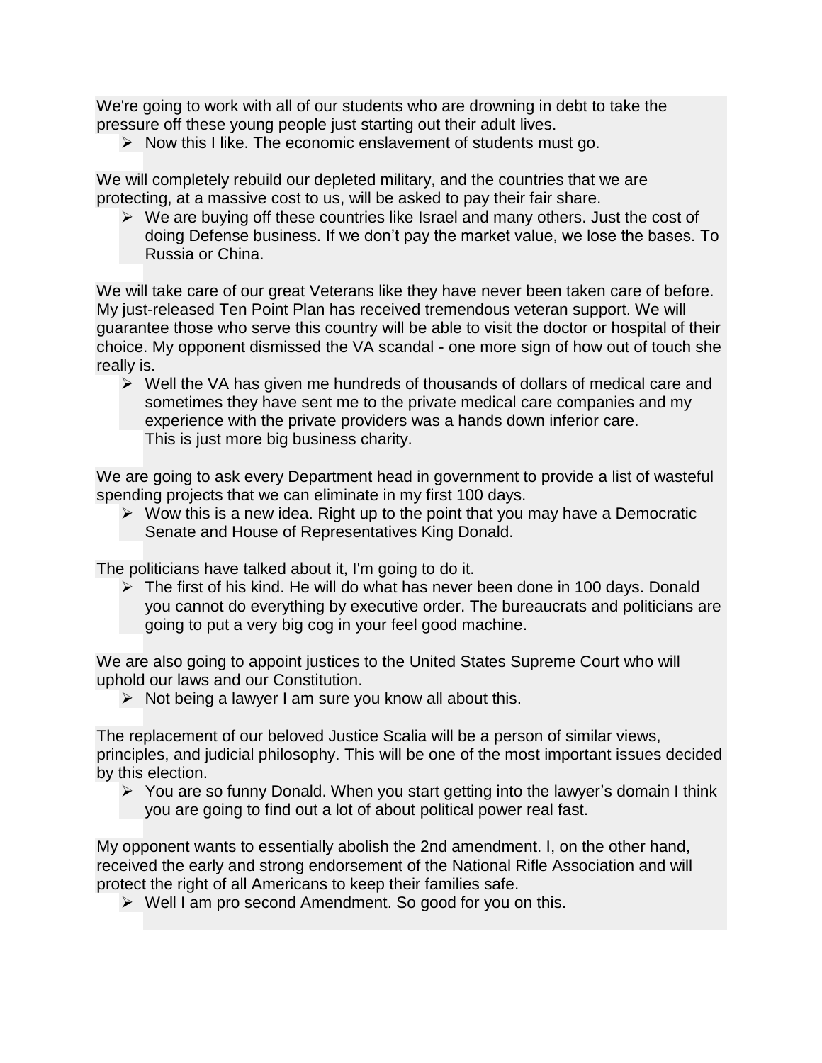We're going to work with all of our students who are drowning in debt to take the pressure off these young people just starting out their adult lives.

- Now this I like. The economic enslavement of students must go.

We will completely rebuild our depleted military, and the countries that we are protecting, at a massive cost to us, will be asked to pay their fair share.

- We are buying off these countries like Israel and many others. Just the cost of doing Defense business. If we don't pay the market value, we lose the bases. To Russia or China.

We will take care of our great Veterans like they have never been taken care of before. My just-released Ten Point Plan has received tremendous veteran support. We will guarantee those who serve this country will be able to visit the doctor or hospital of their choice. My opponent dismissed the VA scandal - one more sign of how out of touch she really is.

- Well the VA has given me hundreds of thousands of dollars of medical care and sometimes they have sent me to the private medical care companies and my experience with the private providers was a hands down inferior care.
  This is just more big business charity.

We are going to ask every Department head in government to provide a list of wasteful spending projects that we can eliminate in my first 100 days.

- Wow this is a new idea. Right up to the point that you may have a Democratic Senate and House of Representatives King Donald.

The politicians have talked about it, I'm going to do it.

- The first of his kind. He will do what has never been done in 100 days. Donald you cannot do everything by executive order. The bureaucrats and politicians are going to put a very big cog in your feel good machine.

We are also going to appoint justices to the United States Supreme Court who will uphold our laws and our Constitution.

- Not being a lawyer I am sure you know all about this.

The replacement of our beloved Justice Scalia will be a person of similar views, principles, and judicial philosophy. This will be one of the most important issues decided by this election.

- You are so funny Donald. When you start getting into the lawyer's domain I think you are going to find out a lot of about political power real fast.

My opponent wants to essentially abolish the 2nd amendment. I, on the other hand, received the early and strong endorsement of the National Rifle Association and will protect the right of all Americans to keep their families safe.

- Well I am pro second Amendment. So good for you on this.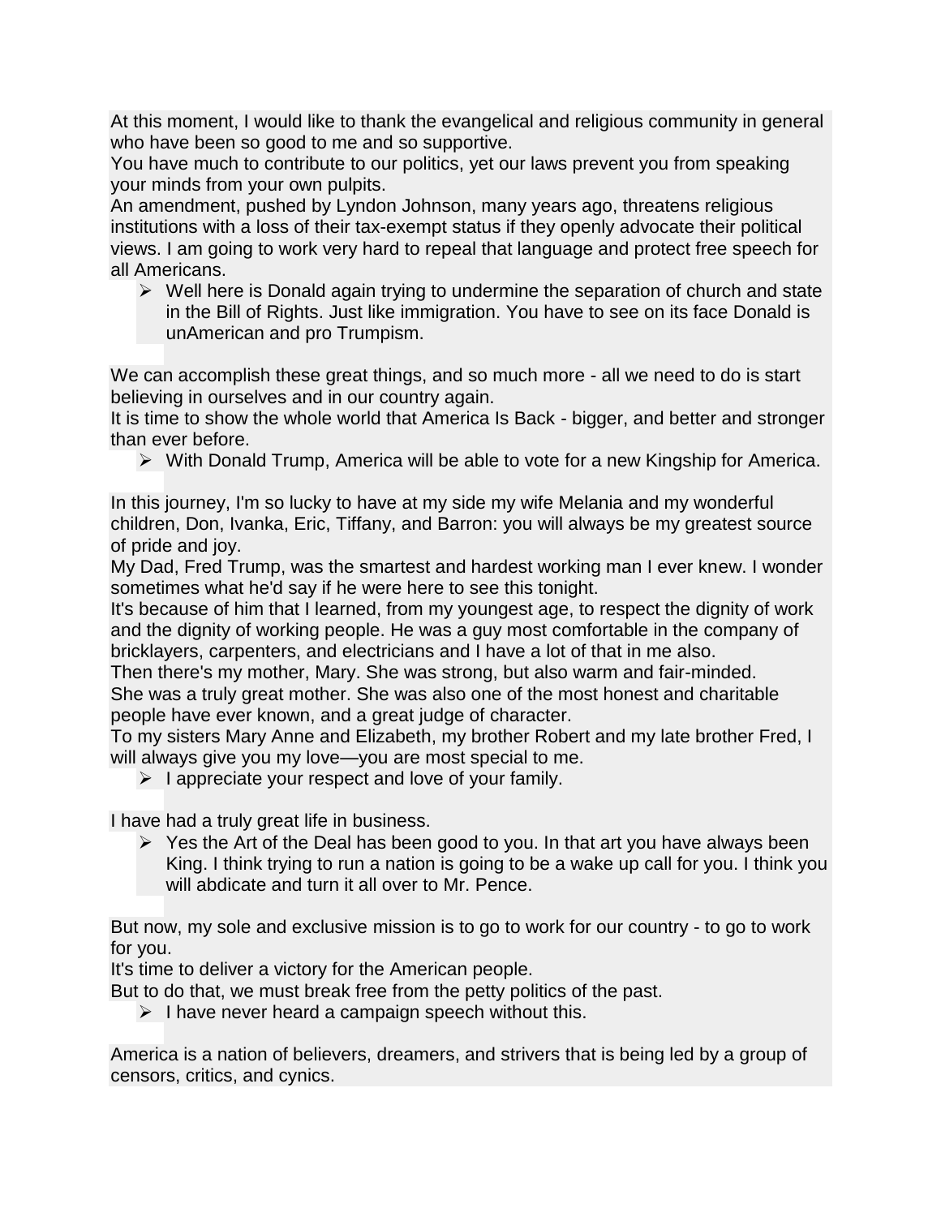At this moment, I would like to thank the evangelical and religious community in general who have been so good to me and so supportive.
You have much to contribute to our politics, yet our laws prevent you from speaking your minds from your own pulpits.
An amendment, pushed by Lyndon Johnson, many years ago, threatens religious institutions with a loss of their tax-exempt status if they openly advocate their political views. I am going to work very hard to repeal that language and protect free speech for all Americans.

- Well here is Donald again trying to undermine the separation of church and state in the Bill of Rights. Just like immigration. You have to see on its face Donald is unAmerican and pro Trumpism.

We can accomplish these great things, and so much more - all we need to do is start believing in ourselves and in our country again.
It is time to show the whole world that America Is Back - bigger, and better and stronger than ever before.

- With Donald Trump, America will be able to vote for a new Kingship for America.

In this journey, I'm so lucky to have at my side my wife Melania and my wonderful children, Don, Ivanka, Eric, Tiffany, and Barron: you will always be my greatest source of pride and joy.
My Dad, Fred Trump, was the smartest and hardest working man I ever knew. I wonder sometimes what he'd say if he were here to see this tonight.
It's because of him that I learned, from my youngest age, to respect the dignity of work and the dignity of working people. He was a guy most comfortable in the company of bricklayers, carpenters, and electricians and I have a lot of that in me also.
Then there's my mother, Mary. She was strong, but also warm and fair-minded.
She was a truly great mother. She was also one of the most honest and charitable people have ever known, and a great judge of character.
To my sisters Mary Anne and Elizabeth, my brother Robert and my late brother Fred, I will always give you my love—you are most special to me.

- I appreciate your respect and love of your family.

I have had a truly great life in business.

- Yes the Art of the Deal has been good to you. In that art you have always been King. I think trying to run a nation is going to be a wake up call for you. I think you will abdicate and turn it all over to Mr. Pence.

But now, my sole and exclusive mission is to go to work for our country - to go to work for you.
It's time to deliver a victory for the American people.
But to do that, we must break free from the petty politics of the past.

- I have never heard a campaign speech without this.

America is a nation of believers, dreamers, and strivers that is being led by a group of censors, critics, and cynics.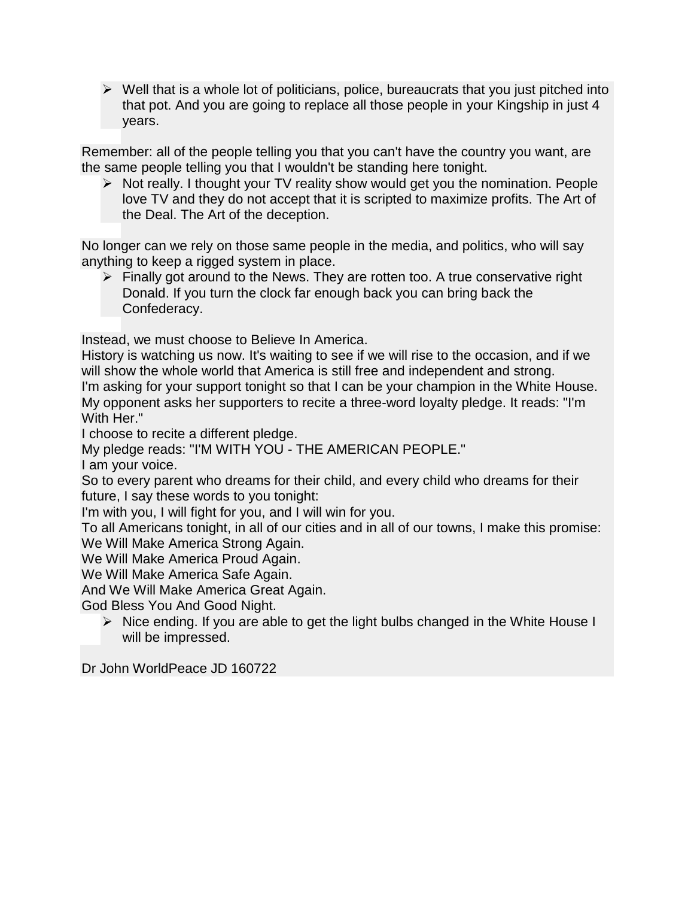- Well that is a whole lot of politicians, police, bureaucrats that you just pitched into that pot. And you are going to replace all those people in your Kingship in just 4 years.

Remember: all of the people telling you that you can't have the country you want, are the same people telling you that I wouldn't be standing here tonight.

- Not really. I thought your TV reality show would get you the nomination. People love TV and they do not accept that it is scripted to maximize profits. The Art of the Deal. The Art of the deception.

No longer can we rely on those same people in the media, and politics, who will say anything to keep a rigged system in place.

- Finally got around to the News. They are rotten too. A true conservative right Donald. If you turn the clock far enough back you can bring back the Confederacy.

Instead, we must choose to Believe In America.
History is watching us now. It's waiting to see if we will rise to the occasion, and if we will show the whole world that America is still free and independent and strong.
I'm asking for your support tonight so that I can be your champion in the White House.
My opponent asks her supporters to recite a three-word loyalty pledge. It reads: "I'm With Her."
I choose to recite a different pledge.
My pledge reads: "I'M WITH YOU - THE AMERICAN PEOPLE."
I am your voice.
So to every parent who dreams for their child, and every child who dreams for their future, I say these words to you tonight:
I'm with you, I will fight for you, and I will win for you.
To all Americans tonight, in all of our cities and in all of our towns, I make this promise:
We Will Make America Strong Again.
We Will Make America Proud Again.
We Will Make America Safe Again.
And We Will Make America Great Again.
God Bless You And Good Night.

- Nice ending. If you are able to get the light bulbs changed in the White House I will be impressed.

Dr John WorldPeace JD 160722